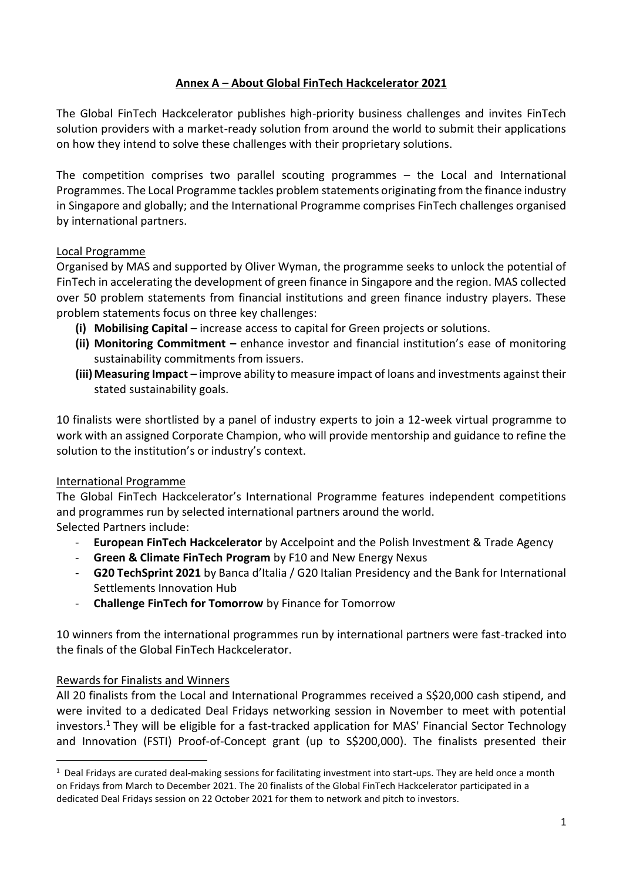## Annex A – About Global FinTech Hackcelerator 2021

The Global FinTech Hackcelerator publishes high-priority business challenges and invites FinTech solution providers with a market-ready solution from around the world to submit their applications on how they intend to solve these challenges with their proprietary solutions.

The competition comprises two parallel scouting programmes – the Local and International Programmes. The Local Programme tackles problem statements originating from the finance industry in Singapore and globally; and the International Programme comprises FinTech challenges organised by international partners.

### Local Programme

Organised by MAS and supported by Oliver Wyman, the programme seeks to unlock the potential of FinTech in accelerating the development of green finance in Singapore and the region. MAS collected over 50 problem statements from financial institutions and green finance industry players. These problem statements focus on three key challenges:

- **(i) Mobilising Capital –** increase access to capital for Green projects or solutions.
- **(ii) Monitoring Commitment –** enhance investor and financial institution's ease of monitoring sustainability commitments from issuers.
- **(iii) Measuring Impact –** improve ability to measure impact of loans and investments against their stated sustainability goals.

10 finalists were shortlisted by a panel of industry experts to join a 12-week virtual programme to work with an assigned Corporate Champion, who will provide mentorship and guidance to refine the solution to the institution's or industry's context.

### International Programme

The Global FinTech Hackcelerator's International Programme features independent competitions and programmes run by selected international partners around the world.
Selected Partners include:

- **European FinTech Hackcelerator** by Accelpoint and the Polish Investment & Trade Agency
- **Green & Climate FinTech Program** by F10 and New Energy Nexus
- **G20 TechSprint 2021** by Banca d'Italia / G20 Italian Presidency and the Bank for International Settlements Innovation Hub
- **Challenge FinTech for Tomorrow** by Finance for Tomorrow

10 winners from the international programmes run by international partners were fast-tracked into the finals of the Global FinTech Hackcelerator.

### Rewards for Finalists and Winners

All 20 finalists from the Local and International Programmes received a S$20,000 cash stipend, and were invited to a dedicated Deal Fridays networking session in November to meet with potential investors.[1] They will be eligible for a fast-tracked application for MAS' Financial Sector Technology and Innovation (FSTI) Proof-of-Concept grant (up to S$200,000). The finalists presented their

[1] Deal Fridays are curated deal-making sessions for facilitating investment into start-ups. They are held once a month on Fridays from March to December 2021. The 20 finalists of the Global FinTech Hackcelerator participated in a dedicated Deal Fridays session on 22 October 2021 for them to network and pitch to investors.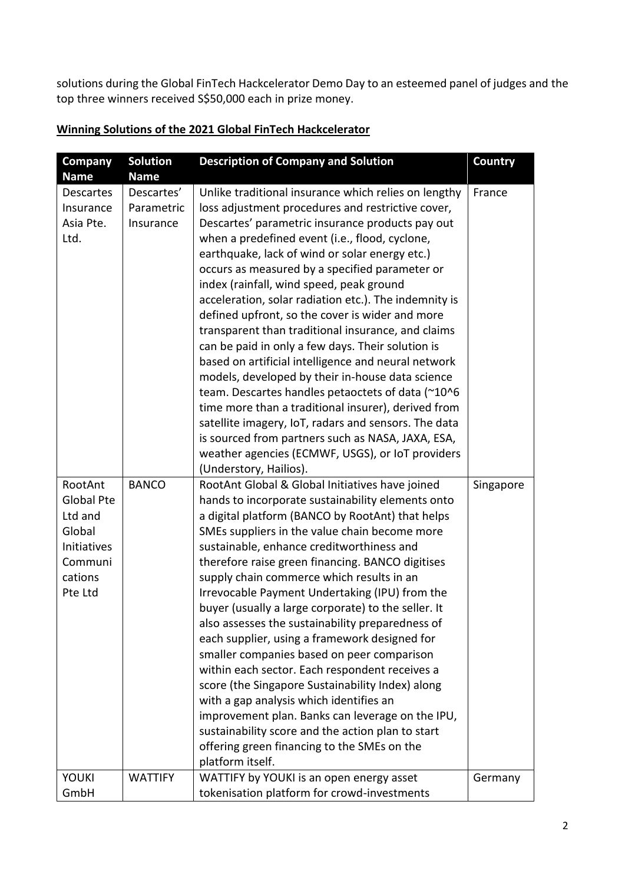solutions during the Global FinTech Hackcelerator Demo Day to an esteemed panel of judges and the top three winners received S$50,000 each in prize money.

**Winning Solutions of the 2021 Global FinTech Hackcelerator**

| Company Name | Solution Name | Description of Company and Solution | Country |
|---|---|---|---|
| Descartes Insurance Asia Pte. Ltd. | Descartes' Parametric Insurance | Unlike traditional insurance which relies on lengthy loss adjustment procedures and restrictive cover, Descartes' parametric insurance products pay out when a predefined event (i.e., flood, cyclone, earthquake, lack of wind or solar energy etc.) occurs as measured by a specified parameter or index (rainfall, wind speed, peak ground acceleration, solar radiation etc.). The indemnity is defined upfront, so the cover is wider and more transparent than traditional insurance, and claims can be paid in only a few days. Their solution is based on artificial intelligence and neural network models, developed by their in-house data science team. Descartes handles petaoctets of data (~10^6 time more than a traditional insurer), derived from satellite imagery, IoT, radars and sensors. The data is sourced from partners such as NASA, JAXA, ESA, weather agencies (ECMWF, USGS), or IoT providers (Understory, Hailios). | France |
| RootAnt Global Pte Ltd and Global Initiatives Communications Pte Ltd | BANCO | RootAnt Global & Global Initiatives have joined hands to incorporate sustainability elements onto a digital platform (BANCO by RootAnt) that helps SMEs suppliers in the value chain become more sustainable, enhance creditworthiness and therefore raise green financing. BANCO digitises supply chain commerce which results in an Irrevocable Payment Undertaking (IPU) from the buyer (usually a large corporate) to the seller. It also assesses the sustainability preparedness of each supplier, using a framework designed for smaller companies based on peer comparison within each sector. Each respondent receives a score (the Singapore Sustainability Index) along with a gap analysis which identifies an improvement plan. Banks can leverage on the IPU, sustainability score and the action plan to start offering green financing to the SMEs on the platform itself. | Singapore |
| YOUKI GmbH | WATTIFY | WATTIFY by YOUKI is an open energy asset tokenisation platform for crowd-investments | Germany |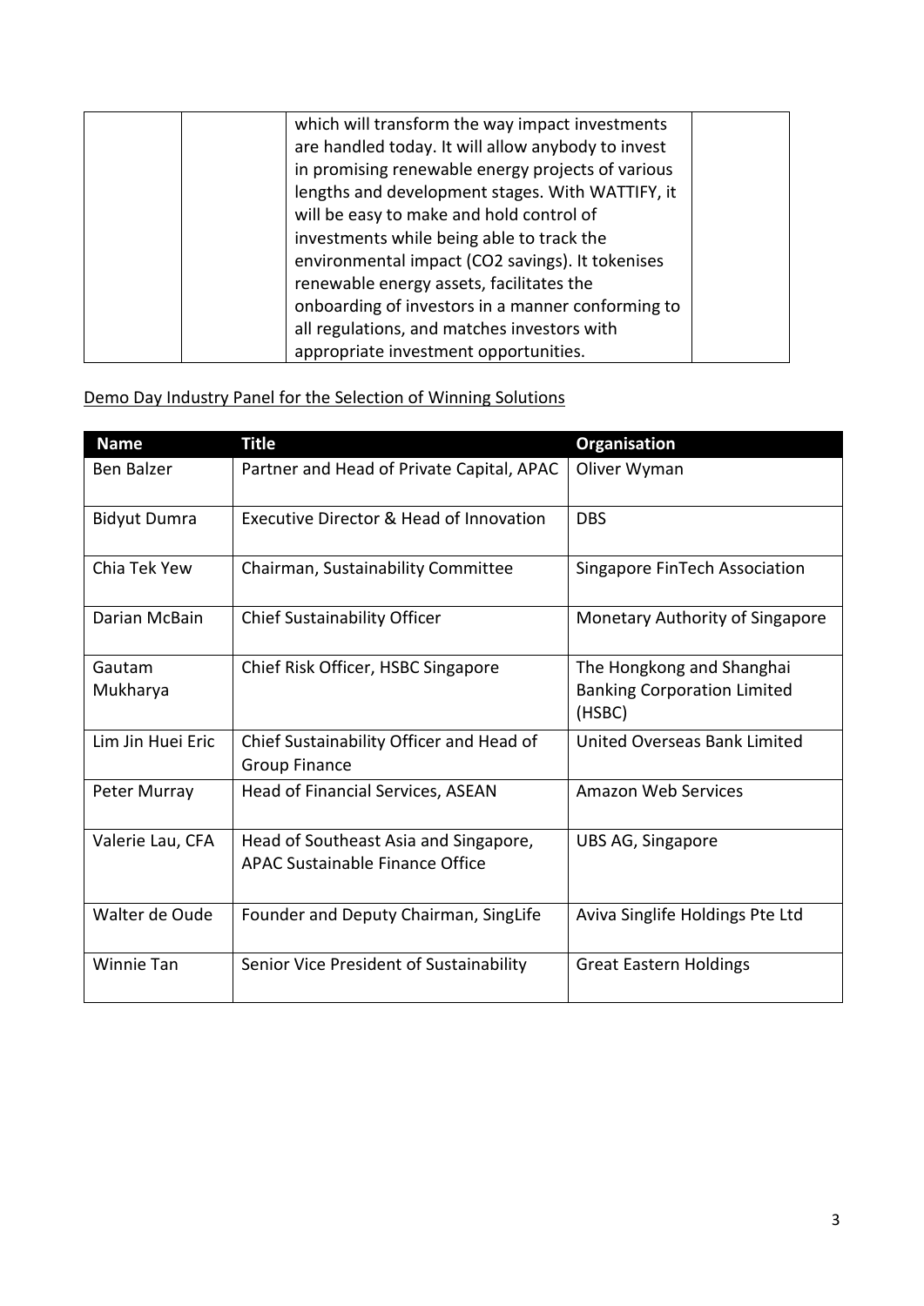| | | | |
|---|---|---|---|
| | | which will transform the way impact investments are handled today. It will allow anybody to invest in promising renewable energy projects of various lengths and development stages. With WATTIFY, it will be easy to make and hold control of investments while being able to track the environmental impact ($CO_2$ savings). It tokenises renewable energy assets, facilitates the onboarding of investors in a manner conforming to all regulations, and matches investors with appropriate investment opportunities. | |

<u>Demo Day Industry Panel for the Selection of Winning Solutions</u>

| Name | Title | Organisation |
|---|---|---|
| Ben Balzer | Partner and Head of Private Capital, APAC | Oliver Wyman |
| Bidyut Dumra | Executive Director & Head of Innovation | DBS |
| Chia Tek Yew | Chairman, Sustainability Committee | Singapore FinTech Association |
| Darian McBain | Chief Sustainability Officer | Monetary Authority of Singapore |
| Gautam Mukharya | Chief Risk Officer, HSBC Singapore | The Hongkong and Shanghai Banking Corporation Limited (HSBC) |
| Lim Jin Huei Eric | Chief Sustainability Officer and Head of Group Finance | United Overseas Bank Limited |
| Peter Murray | Head of Financial Services, ASEAN | Amazon Web Services |
| Valerie Lau, CFA | Head of Southeast Asia and Singapore, APAC Sustainable Finance Office | UBS AG, Singapore |
| Walter de Oude | Founder and Deputy Chairman, SingLife | Aviva Singlife Holdings Pte Ltd |
| Winnie Tan | Senior Vice President of Sustainability | Great Eastern Holdings |